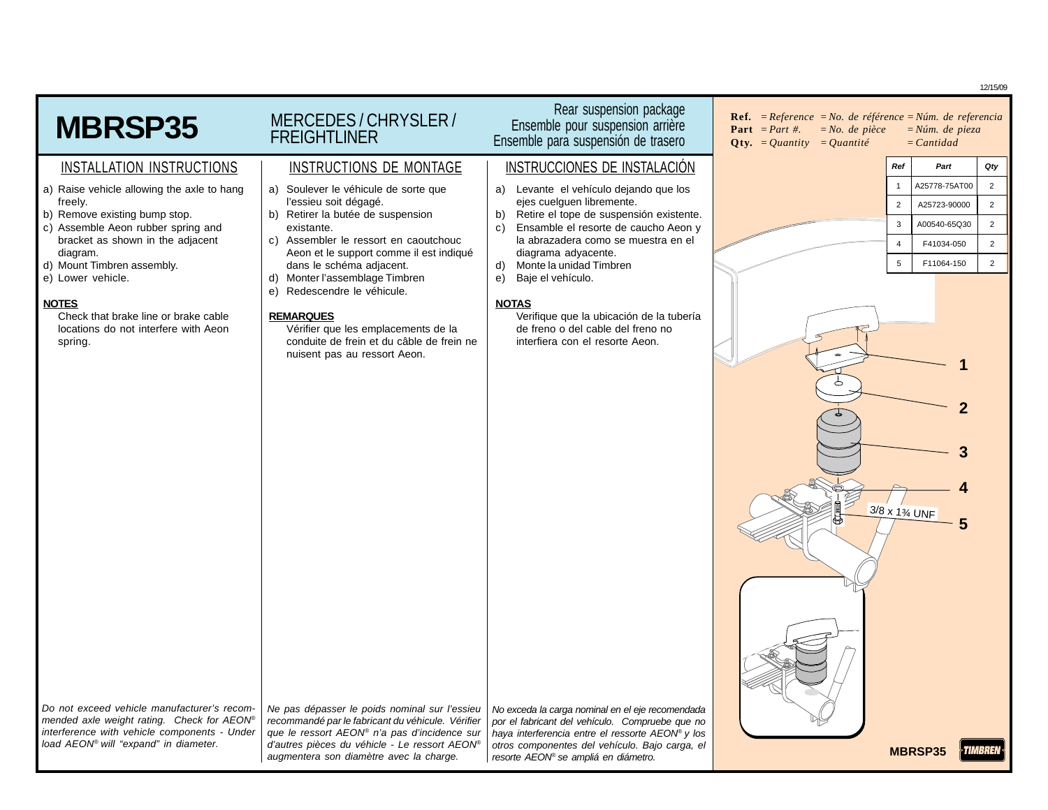12/15/09

# MBRSP35

MERCEDES / CHRYSLER / FREIGHTLINER

Rear suspension package
Ensemble pour suspension arrière
Ensemble para suspensión de trasero

**Ref.** = *Reference* = *No. de référence* = *Núm. de referencia*
**Part** = *Part #.* = *No. de pièce* = *Núm. de pieza*
**Qty.** = *Quantity* = *Quantité* = *Cantidad*

## INSTALLATION INSTRUCTIONS

a) Raise vehicle allowing the axle to hang freely.
b) Remove existing bump stop.
c) Assemble Aeon rubber spring and bracket as shown in the adjacent diagram.
d) Mount Timbren assembly.
e) Lower vehicle.

**NOTES**

Check that brake line or brake cable locations do not interfere with Aeon spring.

*Do not exceed vehicle manufacturer's recommended axle weight rating. Check for AEON® interference with vehicle components - Under load AEON® will "expand" in diameter.*

## INSTRUCTIONS DE MONTAGE

a) Soulever le véhicule de sorte que l'essieu soit dégagé.
b) Retirer la butée de suspension existante.
c) Assembler le ressort en caoutchouc Aeon et le support comme il est indiqué dans le schéma adjacent.
d) Monter l'assemblage Timbren
e) Redescendre le véhicule.

**REMARQUES**

Vérifier que les emplacements de la conduite de frein et du câble de frein ne nuisent pas au ressort Aeon.

*Ne pas dépasser le poids nominal sur l'essieu recommandé par le fabricant du véhicule. Vérifier que le ressort AEON® n'a pas d'incidence sur d'autres pièces du véhicle - Le ressort AEON® augmentera son diamètre avec la charge.*

## INSTRUCCIONES DE INSTALACIÓN

a) Levante el vehículo dejando que los ejes cuelguen libremente.
b) Retire el tope de suspensión existente.
c) Ensamble el resorte de caucho Aeon y la abrazadera como se muestra en el diagrama adyacente.
d) Monte la unidad Timbren
e) Baje el vehículo.

**NOTAS**

Verifique que la ubicación de la tubería de freno o del cable del freno no interfiera con el resorte Aeon.

*No exceda la carga nominal en el eje recomendada por el fabricante del vehículo. Compruebe que no haya interferencia entre el resorte AEON® y los otros componentes del vehículo. Bajo carga, el resorte AEON® se ampliá en diámetro.*

| Ref | Part | Qty |
|---|---|---|
| 1 | A25778-75AT00 | 2 |
| 2 | A25723-90000 | 2 |
| 3 | A00540-65Q30 | 2 |
| 4 | F41034-050 | 2 |
| 5 | F11064-150 | 2 |

1
2
3
4
3/8 x 1¾ UNF
5

MBRSP35 TIMBREN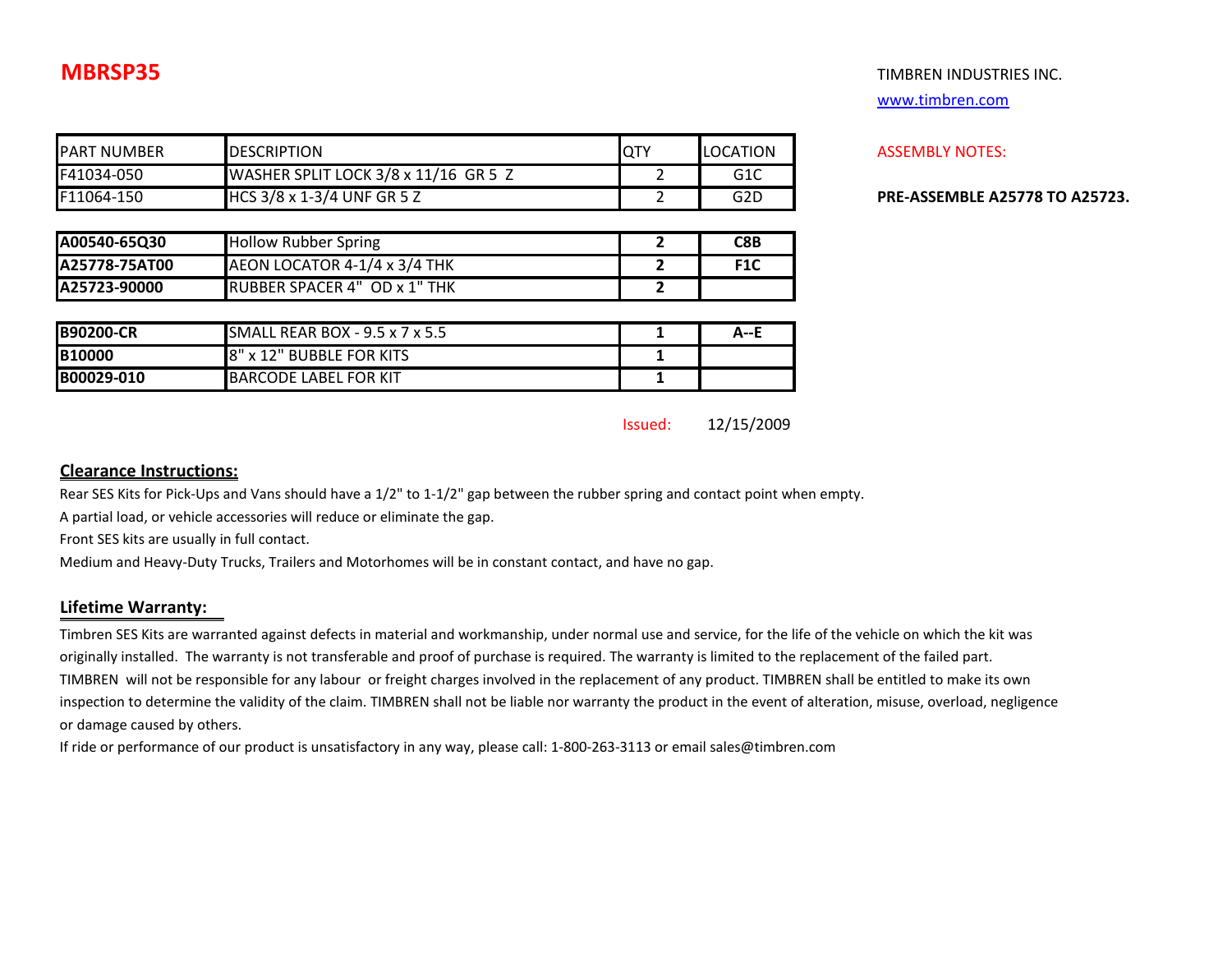# MBRSP35

TIMBREN INDUSTRIES INC.
www.timbren.com

| PART NUMBER | DESCRIPTION | QTY | LOCATION |
|---|---|---|---|
| F41034-050 | WASHER SPLIT LOCK 3/8 x 11/16 GR 5 Z | 2 | G1C |
| F11064-150 | HCS 3/8 x 1-3/4 UNF GR 5 Z | 2 | G2D |
| **A00540-65Q30** | Hollow Rubber Spring | **2** | **C8B** |
| **A25778-75AT00** | AEON LOCATOR 4-1/4 x 3/4 THK | **2** | **F1C** |
| **A25723-90000** | RUBBER SPACER 4" OD x 1" THK | **2** | |
| **B90200-CR** | SMALL REAR BOX - 9.5 x 7 x 5.5 | **1** | **A--E** |
| **B10000** | 8" x 12" BUBBLE FOR KITS | **1** | |
| **B00029-010** | BARCODE LABEL FOR KIT | **1** | |

Issued: 12/15/2009

ASSEMBLY NOTES:

**PRE-ASSEMBLE A25778 TO A25723.**

## Clearance Instructions:

Rear SES Kits for Pick-Ups and Vans should have a 1/2" to 1-1/2" gap between the rubber spring and contact point when empty.

A partial load, or vehicle accessories will reduce or eliminate the gap.

Front SES kits are usually in full contact.

Medium and Heavy-Duty Trucks, Trailers and Motorhomes will be in constant contact, and have no gap.

## Lifetime Warranty:

Timbren SES Kits are warranted against defects in material and workmanship, under normal use and service, for the life of the vehicle on which the kit was originally installed. The warranty is not transferable and proof of purchase is required. The warranty is limited to the replacement of the failed part. TIMBREN will not be responsible for any labour or freight charges involved in the replacement of any product. TIMBREN shall be entitled to make its own inspection to determine the validity of the claim. TIMBREN shall not be liable nor warranty the product in the event of alteration, misuse, overload, negligence or damage caused by others.

If ride or performance of our product is unsatisfactory in any way, please call: 1-800-263-3113 or email sales@timbren.com